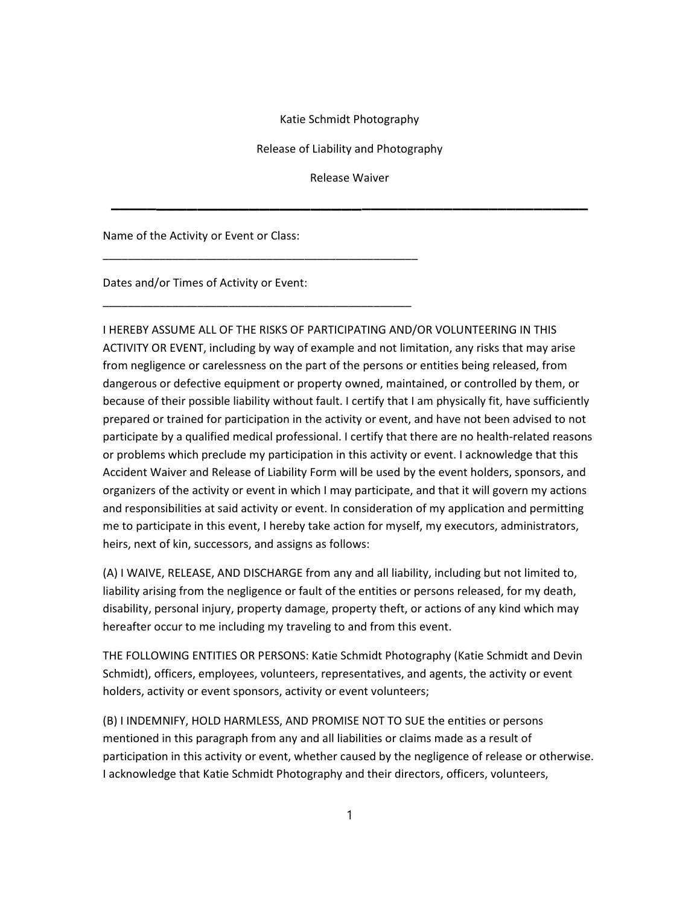Katie Schmidt Photography

Release of Liability and Photography

Release Waiver

---

Name of the Activity or Event or Class:

____________________________________________________

Dates and/or Times of Activity or Event:

___________________________________________________

I HEREBY ASSUME ALL OF THE RISKS OF PARTICIPATING AND/OR VOLUNTEERING IN THIS ACTIVITY OR EVENT, including by way of example and not limitation, any risks that may arise from negligence or carelessness on the part of the persons or entities being released, from dangerous or defective equipment or property owned, maintained, or controlled by them, or because of their possible liability without fault. I certify that I am physically fit, have sufficiently prepared or trained for participation in the activity or event, and have not been advised to not participate by a qualified medical professional. I certify that there are no health-related reasons or problems which preclude my participation in this activity or event. I acknowledge that this Accident Waiver and Release of Liability Form will be used by the event holders, sponsors, and organizers of the activity or event in which I may participate, and that it will govern my actions and responsibilities at said activity or event. In consideration of my application and permitting me to participate in this event, I hereby take action for myself, my executors, administrators, heirs, next of kin, successors, and assigns as follows:

(A) I WAIVE, RELEASE, AND DISCHARGE from any and all liability, including but not limited to, liability arising from the negligence or fault of the entities or persons released, for my death, disability, personal injury, property damage, property theft, or actions of any kind which may hereafter occur to me including my traveling to and from this event.

THE FOLLOWING ENTITIES OR PERSONS: Katie Schmidt Photography (Katie Schmidt and Devin Schmidt), officers, employees, volunteers, representatives, and agents, the activity or event holders, activity or event sponsors, activity or event volunteers;

(B) I INDEMNIFY, HOLD HARMLESS, AND PROMISE NOT TO SUE the entities or persons mentioned in this paragraph from any and all liabilities or claims made as a result of participation in this activity or event, whether caused by the negligence of release or otherwise. I acknowledge that Katie Schmidt Photography and their directors, officers, volunteers,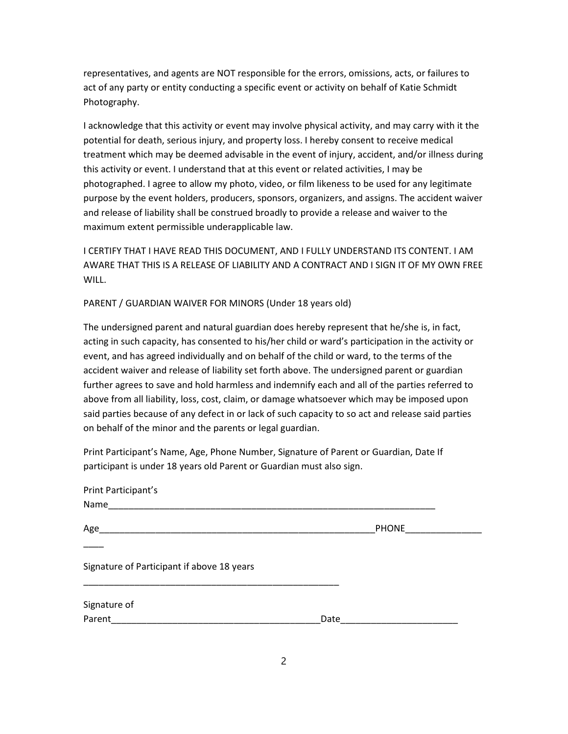representatives, and agents are NOT responsible for the errors, omissions, acts, or failures to act of any party or entity conducting a specific event or activity on behalf of Katie Schmidt Photography.

I acknowledge that this activity or event may involve physical activity, and may carry with it the potential for death, serious injury, and property loss. I hereby consent to receive medical treatment which may be deemed advisable in the event of injury, accident, and/or illness during this activity or event. I understand that at this event or related activities, I may be photographed. I agree to allow my photo, video, or film likeness to be used for any legitimate purpose by the event holders, producers, sponsors, organizers, and assigns. The accident waiver and release of liability shall be construed broadly to provide a release and waiver to the maximum extent permissible underapplicable law.

I CERTIFY THAT I HAVE READ THIS DOCUMENT, AND I FULLY UNDERSTAND ITS CONTENT. I AM AWARE THAT THIS IS A RELEASE OF LIABILITY AND A CONTRACT AND I SIGN IT OF MY OWN FREE WILL.

PARENT / GUARDIAN WAIVER FOR MINORS (Under 18 years old)

The undersigned parent and natural guardian does hereby represent that he/she is, in fact, acting in such capacity, has consented to his/her child or ward's participation in the activity or event, and has agreed individually and on behalf of the child or ward, to the terms of the accident waiver and release of liability set forth above. The undersigned parent or guardian further agrees to save and hold harmless and indemnify each and all of the parties referred to above from all liability, loss, cost, claim, or damage whatsoever which may be imposed upon said parties because of any defect in or lack of such capacity to so act and release said parties on behalf of the minor and the parents or legal guardian.

Print Participant's Name, Age, Phone Number, Signature of Parent or Guardian, Date If participant is under 18 years old Parent or Guardian must also sign.

Print Participant's Name____________________________________________________________________

Age________________________________________________________PHONE_______________
____

Signature of Participant if above 18 years

___________________________________________________

Signature of Parent_________________________________________Date_______________________